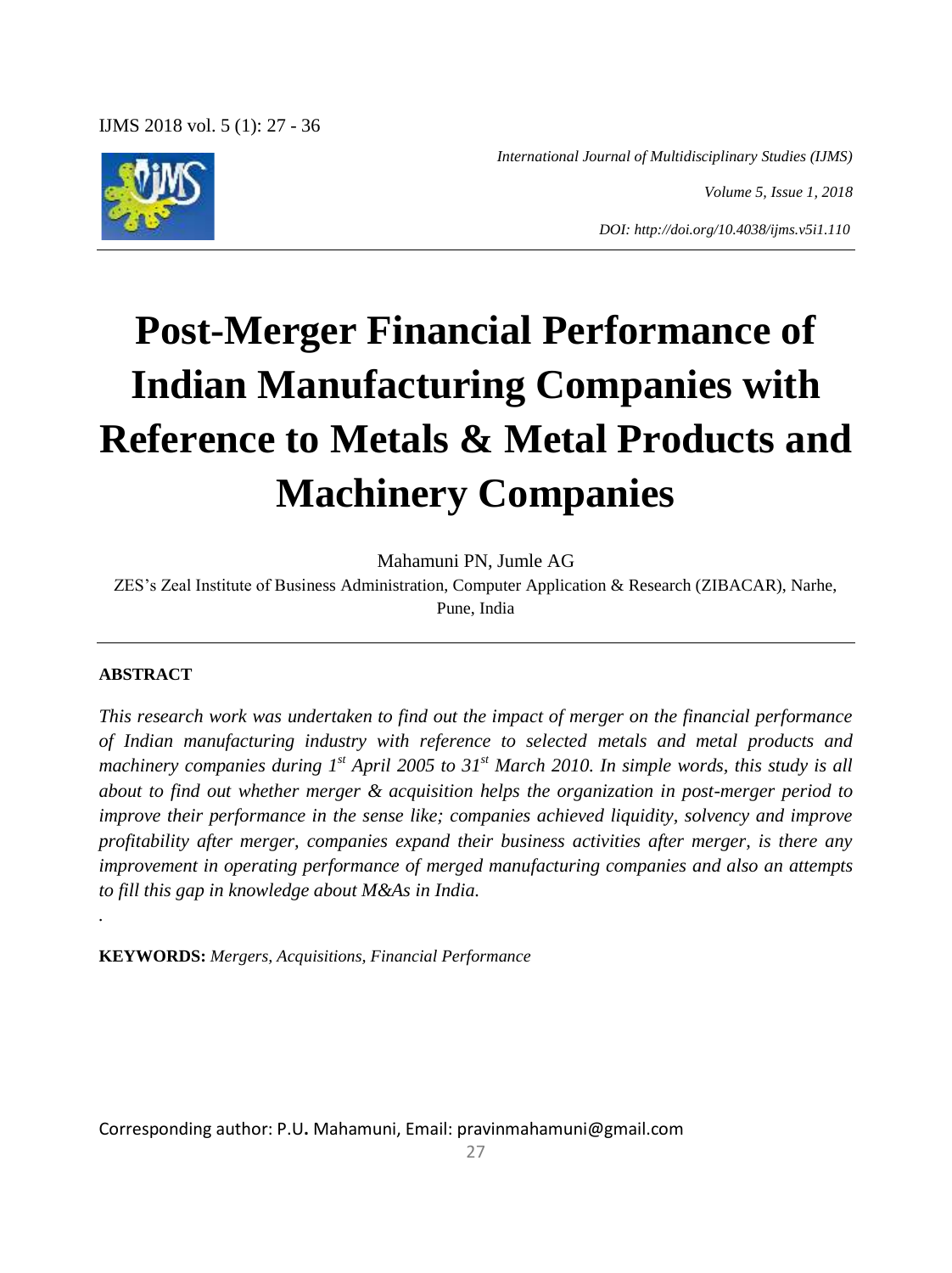*International Journal of Multidisciplinary Studies (IJMS)*

*Volume 5, Issue 1, 2018*

*DOI: http://doi.org/10.4038/ijms.v5i1.110*

# Post-Merger Financial Performance of Indian Manufacturing Companies with Reference to Metals & Metal Products and Machinery Companies

Mahamuni PN, Jumle AG

ZES's Zeal Institute of Business Administration, Computer Application & Research (ZIBACAR), Narhe, Pune, India

## ABSTRACT

*This research work was undertaken to find out the impact of merger on the financial performance of Indian manufacturing industry with reference to selected metals and metal products and machinery companies during 1st April 2005 to 31st March 2010. In simple words, this study is all about to find out whether merger & acquisition helps the organization in post-merger period to improve their performance in the sense like; companies achieved liquidity, solvency and improve profitability after merger, companies expand their business activities after merger, is there any improvement in operating performance of merged manufacturing companies and also an attempts to fill this gap in knowledge about M&As in India.*

.

**KEYWORDS:** *Mergers, Acquisitions, Financial Performance*

Corresponding author: P.U. Mahamuni, Email: pravinmahamuni@gmail.com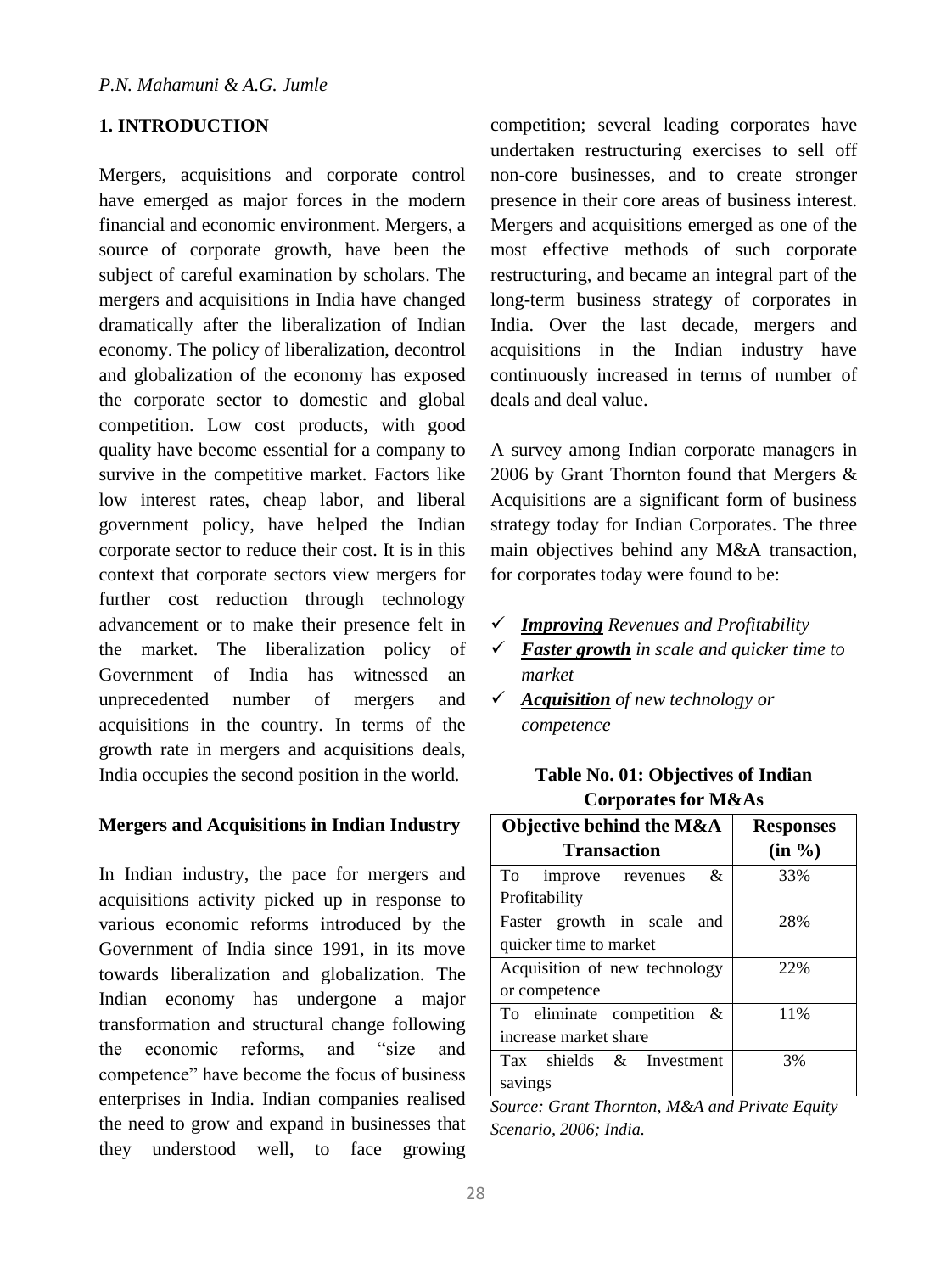## 1. INTRODUCTION

Mergers, acquisitions and corporate control have emerged as major forces in the modern financial and economic environment. Mergers, a source of corporate growth, have been the subject of careful examination by scholars. The mergers and acquisitions in India have changed dramatically after the liberalization of Indian economy. The policy of liberalization, decontrol and globalization of the economy has exposed the corporate sector to domestic and global competition. Low cost products, with good quality have become essential for a company to survive in the competitive market. Factors like low interest rates, cheap labor, and liberal government policy, have helped the Indian corporate sector to reduce their cost. It is in this context that corporate sectors view mergers for further cost reduction through technology advancement or to make their presence felt in the market. The liberalization policy of Government of India has witnessed an unprecedented number of mergers and acquisitions in the country. In terms of the growth rate in mergers and acquisitions deals, India occupies the second position in the world.

### Mergers and Acquisitions in Indian Industry

In Indian industry, the pace for mergers and acquisitions activity picked up in response to various economic reforms introduced by the Government of India since 1991, in its move towards liberalization and globalization. The Indian economy has undergone a major transformation and structural change following the economic reforms, and "size and competence" have become the focus of business enterprises in India. Indian companies realised the need to grow and expand in businesses that they understood well, to face growing competition; several leading corporates have undertaken restructuring exercises to sell off non-core businesses, and to create stronger presence in their core areas of business interest. Mergers and acquisitions emerged as one of the most effective methods of such corporate restructuring, and became an integral part of the long-term business strategy of corporates in India. Over the last decade, mergers and acquisitions in the Indian industry have continuously increased in terms of number of deals and deal value.

A survey among Indian corporate managers in 2006 by Grant Thornton found that Mergers & Acquisitions are a significant form of business strategy today for Indian Corporates. The three main objectives behind any M&A transaction, for corporates today were found to be:

- ✓ ***Improving*** *Revenues and Profitability*
- ✓ ***Faster growth*** *in scale and quicker time to market*
- ✓ ***Acquisition*** *of new technology or competence*

**Table No. 01: Objectives of Indian Corporates for M&As**

| Objective behind the M&A Transaction | Responses (in %) |
|---|---|
| To improve revenues & Profitability | 33% |
| Faster growth in scale and quicker time to market | 28% |
| Acquisition of new technology or competence | 22% |
| To eliminate competition & increase market share | 11% |
| Tax shields & Investment savings | 3% |

*Source: Grant Thornton, M&A and Private Equity Scenario, 2006; India.*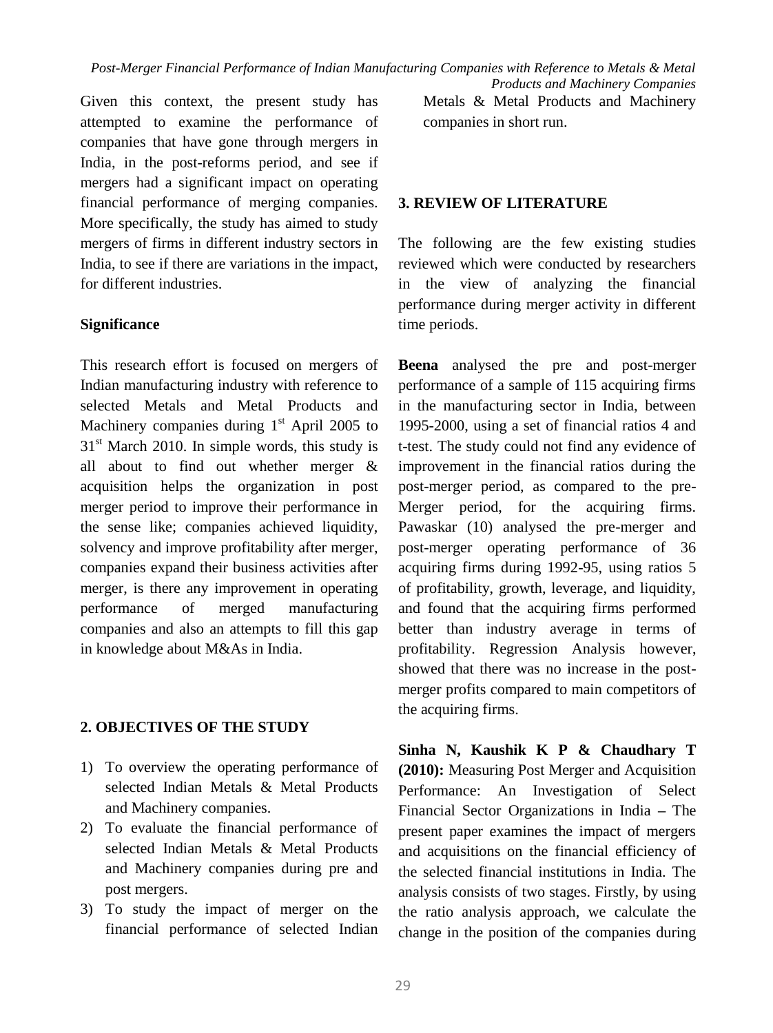Given this context, the present study has attempted to examine the performance of companies that have gone through mergers in India, in the post-reforms period, and see if mergers had a significant impact on operating financial performance of merging companies. More specifically, the study has aimed to study mergers of firms in different industry sectors in India, to see if there are variations in the impact, for different industries.

**Significance**

This research effort is focused on mergers of Indian manufacturing industry with reference to selected Metals and Metal Products and Machinery companies during 1st April 2005 to 31st March 2010. In simple words, this study is all about to find out whether merger & acquisition helps the organization in post merger period to improve their performance in the sense like; companies achieved liquidity, solvency and improve profitability after merger, companies expand their business activities after merger, is there any improvement in operating performance of merged manufacturing companies and also an attempts to fill this gap in knowledge about M&As in India.

## 2. OBJECTIVES OF THE STUDY

1) To overview the operating performance of selected Indian Metals & Metal Products and Machinery companies.
2) To evaluate the financial performance of selected Indian Metals & Metal Products and Machinery companies during pre and post mergers.
3) To study the impact of merger on the financial performance of selected Indian Metals & Metal Products and Machinery companies in short run.

## 3. REVIEW OF LITERATURE

The following are the few existing studies reviewed which were conducted by researchers in the view of analyzing the financial performance during merger activity in different time periods.

**Beena** analysed the pre and post-merger performance of a sample of 115 acquiring firms in the manufacturing sector in India, between 1995-2000, using a set of financial ratios 4 and t-test. The study could not find any evidence of improvement in the financial ratios during the post-merger period, as compared to the pre-Merger period, for the acquiring firms. Pawaskar (10) analysed the pre-merger and post-merger operating performance of 36 acquiring firms during 1992-95, using ratios 5 of profitability, growth, leverage, and liquidity, and found that the acquiring firms performed better than industry average in terms of profitability. Regression Analysis however, showed that there was no increase in the post-merger profits compared to main competitors of the acquiring firms.

**Sinha N, Kaushik K P & Chaudhary T (2010):** Measuring Post Merger and Acquisition Performance: An Investigation of Select Financial Sector Organizations in India – The present paper examines the impact of mergers and acquisitions on the financial efficiency of the selected financial institutions in India. The analysis consists of two stages. Firstly, by using the ratio analysis approach, we calculate the change in the position of the companies during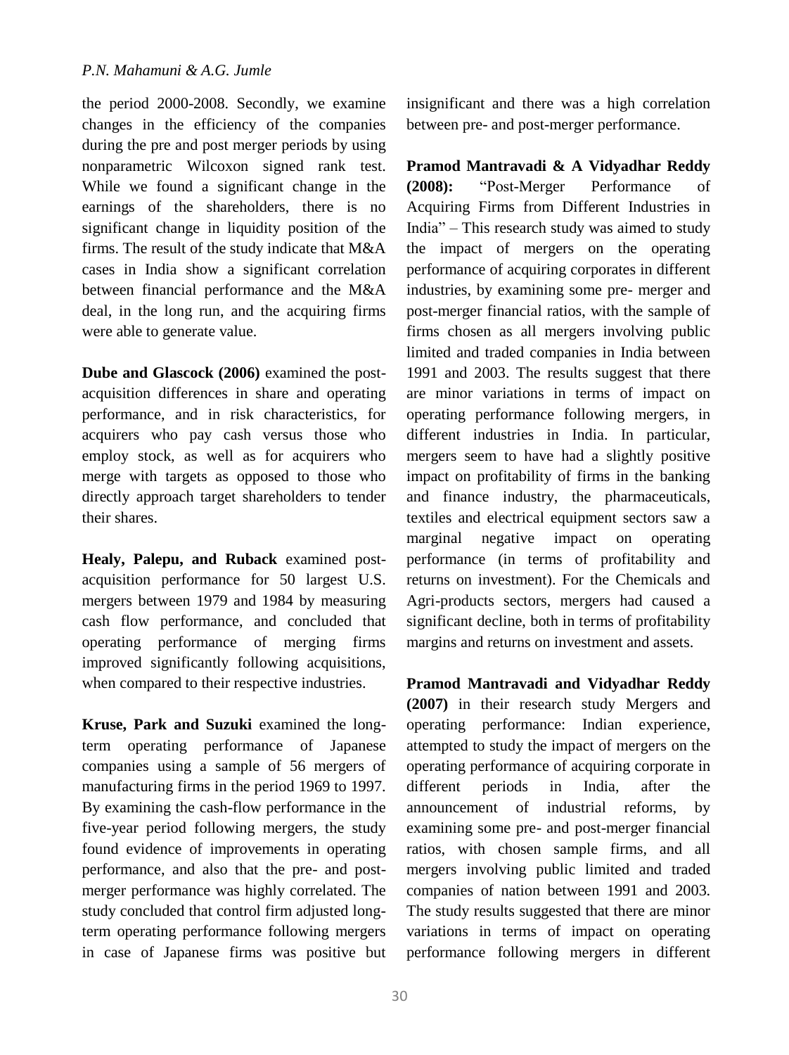the period 2000-2008. Secondly, we examine changes in the efficiency of the companies during the pre and post merger periods by using nonparametric Wilcoxon signed rank test. While we found a significant change in the earnings of the shareholders, there is no significant change in liquidity position of the firms. The result of the study indicate that M&A cases in India show a significant correlation between financial performance and the M&A deal, in the long run, and the acquiring firms were able to generate value.

**Dube and Glascock (2006)** examined the post-acquisition differences in share and operating performance, and in risk characteristics, for acquirers who pay cash versus those who employ stock, as well as for acquirers who merge with targets as opposed to those who directly approach target shareholders to tender their shares.

**Healy, Palepu, and Ruback** examined post-acquisition performance for 50 largest U.S. mergers between 1979 and 1984 by measuring cash flow performance, and concluded that operating performance of merging firms improved significantly following acquisitions, when compared to their respective industries.

**Kruse, Park and Suzuki** examined the long-term operating performance of Japanese companies using a sample of 56 mergers of manufacturing firms in the period 1969 to 1997. By examining the cash-flow performance in the five-year period following mergers, the study found evidence of improvements in operating performance, and also that the pre- and post-merger performance was highly correlated. The study concluded that control firm adjusted long-term operating performance following mergers in case of Japanese firms was positive but insignificant and there was a high correlation between pre- and post-merger performance.

**Pramod Mantravadi & A Vidyadhar Reddy (2008):** "Post-Merger Performance of Acquiring Firms from Different Industries in India" – This research study was aimed to study the impact of mergers on the operating performance of acquiring corporates in different industries, by examining some pre- merger and post-merger financial ratios, with the sample of firms chosen as all mergers involving public limited and traded companies in India between 1991 and 2003. The results suggest that there are minor variations in terms of impact on operating performance following mergers, in different industries in India. In particular, mergers seem to have had a slightly positive impact on profitability of firms in the banking and finance industry, the pharmaceuticals, textiles and electrical equipment sectors saw a marginal negative impact on operating performance (in terms of profitability and returns on investment). For the Chemicals and Agri-products sectors, mergers had caused a significant decline, both in terms of profitability margins and returns on investment and assets.

**Pramod Mantravadi and Vidyadhar Reddy (2007)** in their research study Mergers and operating performance: Indian experience, attempted to study the impact of mergers on the operating performance of acquiring corporate in different periods in India, after the announcement of industrial reforms, by examining some pre- and post-merger financial ratios, with chosen sample firms, and all mergers involving public limited and traded companies of nation between 1991 and 2003. The study results suggested that there are minor variations in terms of impact on operating performance following mergers in different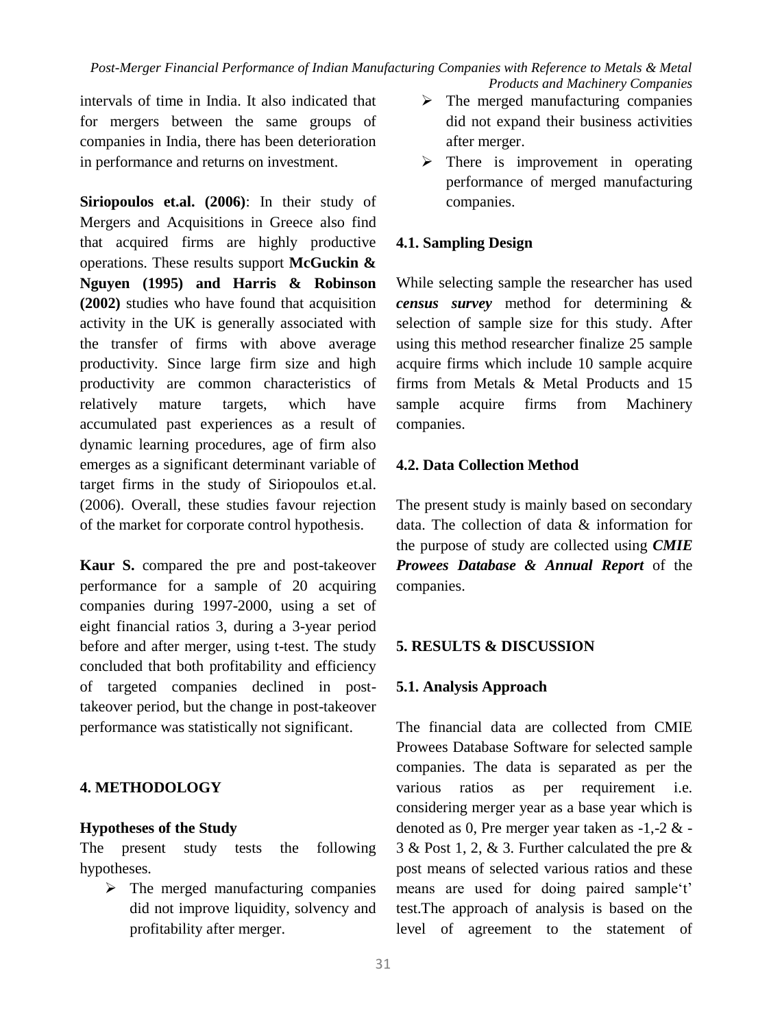intervals of time in India. It also indicated that for mergers between the same groups of companies in India, there has been deterioration in performance and returns on investment.

**Siriopoulos et.al. (2006)**: In their study of Mergers and Acquisitions in Greece also find that acquired firms are highly productive operations. These results support **McGuckin & Nguyen (1995) and Harris & Robinson (2002)** studies who have found that acquisition activity in the UK is generally associated with the transfer of firms with above average productivity. Since large firm size and high productivity are common characteristics of relatively mature targets, which have accumulated past experiences as a result of dynamic learning procedures, age of firm also emerges as a significant determinant variable of target firms in the study of Siriopoulos et.al. (2006). Overall, these studies favour rejection of the market for corporate control hypothesis.

**Kaur S.** compared the pre and post-takeover performance for a sample of 20 acquiring companies during 1997-2000, using a set of eight financial ratios 3, during a 3-year period before and after merger, using t-test. The study concluded that both profitability and efficiency of targeted companies declined in post-takeover period, but the change in post-takeover performance was statistically not significant.

## 4. METHODOLOGY

### Hypotheses of the Study

The present study tests the following hypotheses.

- The merged manufacturing companies did not improve liquidity, solvency and profitability after merger.
- The merged manufacturing companies did not expand their business activities after merger.
- There is improvement in operating performance of merged manufacturing companies.

### 4.1. Sampling Design

While selecting sample the researcher has used ***census survey*** method for determining & selection of sample size for this study. After using this method researcher finalize 25 sample acquire firms which include 10 sample acquire firms from Metals & Metal Products and 15 sample acquire firms from Machinery companies.

### 4.2. Data Collection Method

The present study is mainly based on secondary data. The collection of data & information for the purpose of study are collected using ***CMIE Prowees Database & Annual Report*** of the companies.

## 5. RESULTS & DISCUSSION

### 5.1. Analysis Approach

The financial data are collected from CMIE Prowees Database Software for selected sample companies. The data is separated as per the various ratios as per requirement i.e. considering merger year as a base year which is denoted as 0, Pre merger year taken as -1,-2 & -3 & Post 1, 2, & 3. Further calculated the pre & post means of selected various ratios and these means are used for doing paired sample't' test.The approach of analysis is based on the level of agreement to the statement of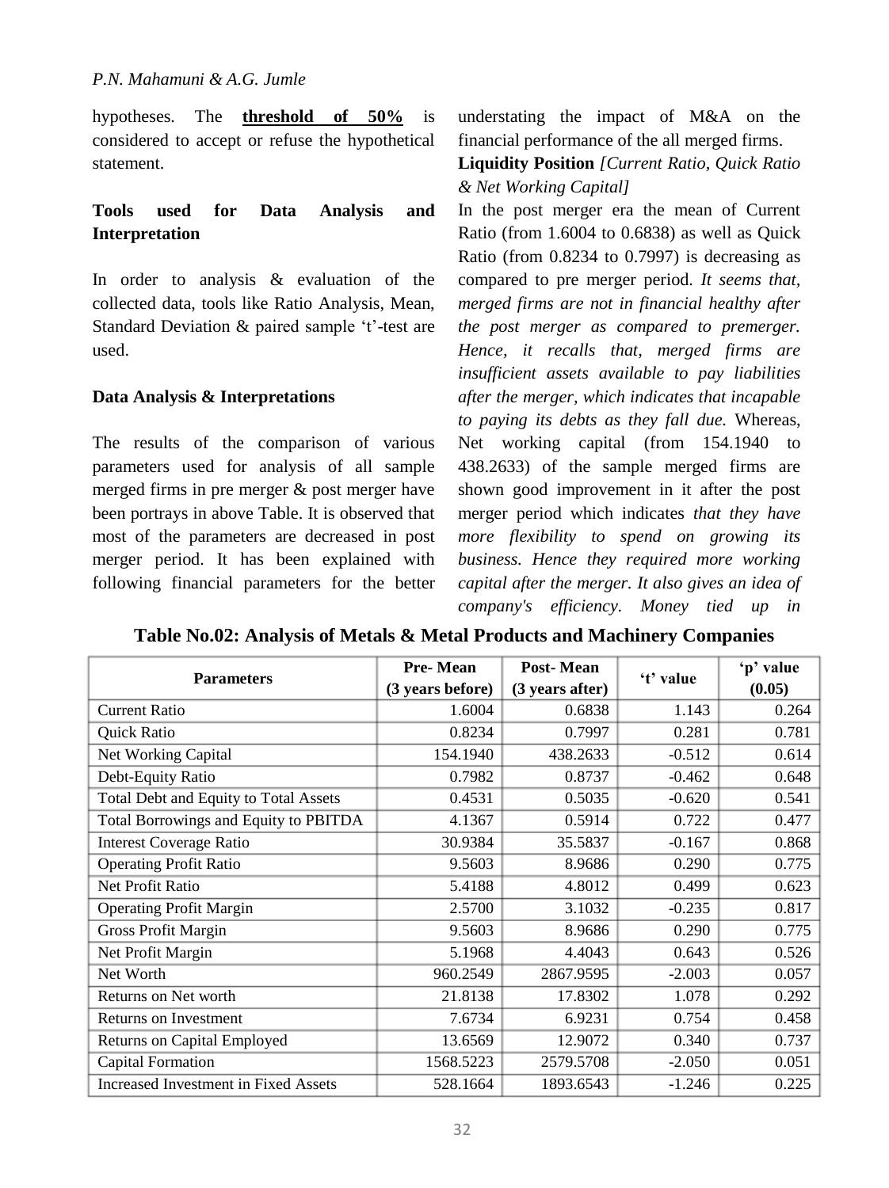hypotheses. The **threshold of 50%** is considered to accept or refuse the hypothetical statement.

**Tools used for Data Analysis and Interpretation**

In order to analysis & evaluation of the collected data, tools like Ratio Analysis, Mean, Standard Deviation & paired sample 't'-test are used.

**Data Analysis & Interpretations**

The results of the comparison of various parameters used for analysis of all sample merged firms in pre merger & post merger have been portrays in above Table. It is observed that most of the parameters are decreased in post merger period. It has been explained with following financial parameters for the better understating the impact of M&A on the financial performance of the all merged firms.

**Liquidity Position** *[Current Ratio, Quick Ratio & Net Working Capital]*

In the post merger era the mean of Current Ratio (from 1.6004 to 0.6838) as well as Quick Ratio (from 0.8234 to 0.7997) is decreasing as compared to pre merger period. *It seems that, merged firms are not in financial healthy after the post merger as compared to premerger. Hence, it recalls that, merged firms are insufficient assets available to pay liabilities after the merger, which indicates that incapable to paying its debts as they fall due.* Whereas, Net working capital (from 154.1940 to 438.2633) of the sample merged firms are shown good improvement in it after the post merger period which indicates *that they have more flexibility to spend on growing its business. Hence they required more working capital after the merger. It also gives an idea of company's efficiency. Money tied up in*

**Table No.02: Analysis of Metals & Metal Products and Machinery Companies**

| Parameters | Pre- Mean (3 years before) | Post- Mean (3 years after) | 't' value | 'p' value (0.05) |
|---|---|---|---|---|
| Current Ratio | 1.6004 | 0.6838 | 1.143 | 0.264 |
| Quick Ratio | 0.8234 | 0.7997 | 0.281 | 0.781 |
| Net Working Capital | 154.1940 | 438.2633 | -0.512 | 0.614 |
| Debt-Equity Ratio | 0.7982 | 0.8737 | -0.462 | 0.648 |
| Total Debt and Equity to Total Assets | 0.4531 | 0.5035 | -0.620 | 0.541 |
| Total Borrowings and Equity to PBITDA | 4.1367 | 0.5914 | 0.722 | 0.477 |
| Interest Coverage Ratio | 30.9384 | 35.5837 | -0.167 | 0.868 |
| Operating Profit Ratio | 9.5603 | 8.9686 | 0.290 | 0.775 |
| Net Profit Ratio | 5.4188 | 4.8012 | 0.499 | 0.623 |
| Operating Profit Margin | 2.5700 | 3.1032 | -0.235 | 0.817 |
| Gross Profit Margin | 9.5603 | 8.9686 | 0.290 | 0.775 |
| Net Profit Margin | 5.1968 | 4.4043 | 0.643 | 0.526 |
| Net Worth | 960.2549 | 2867.9595 | -2.003 | 0.057 |
| Returns on Net worth | 21.8138 | 17.8302 | 1.078 | 0.292 |
| Returns on Investment | 7.6734 | 6.9231 | 0.754 | 0.458 |
| Returns on Capital Employed | 13.6569 | 12.9072 | 0.340 | 0.737 |
| Capital Formation | 1568.5223 | 2579.5708 | -2.050 | 0.051 |
| Increased Investment in Fixed Assets | 528.1664 | 1893.6543 | -1.246 | 0.225 |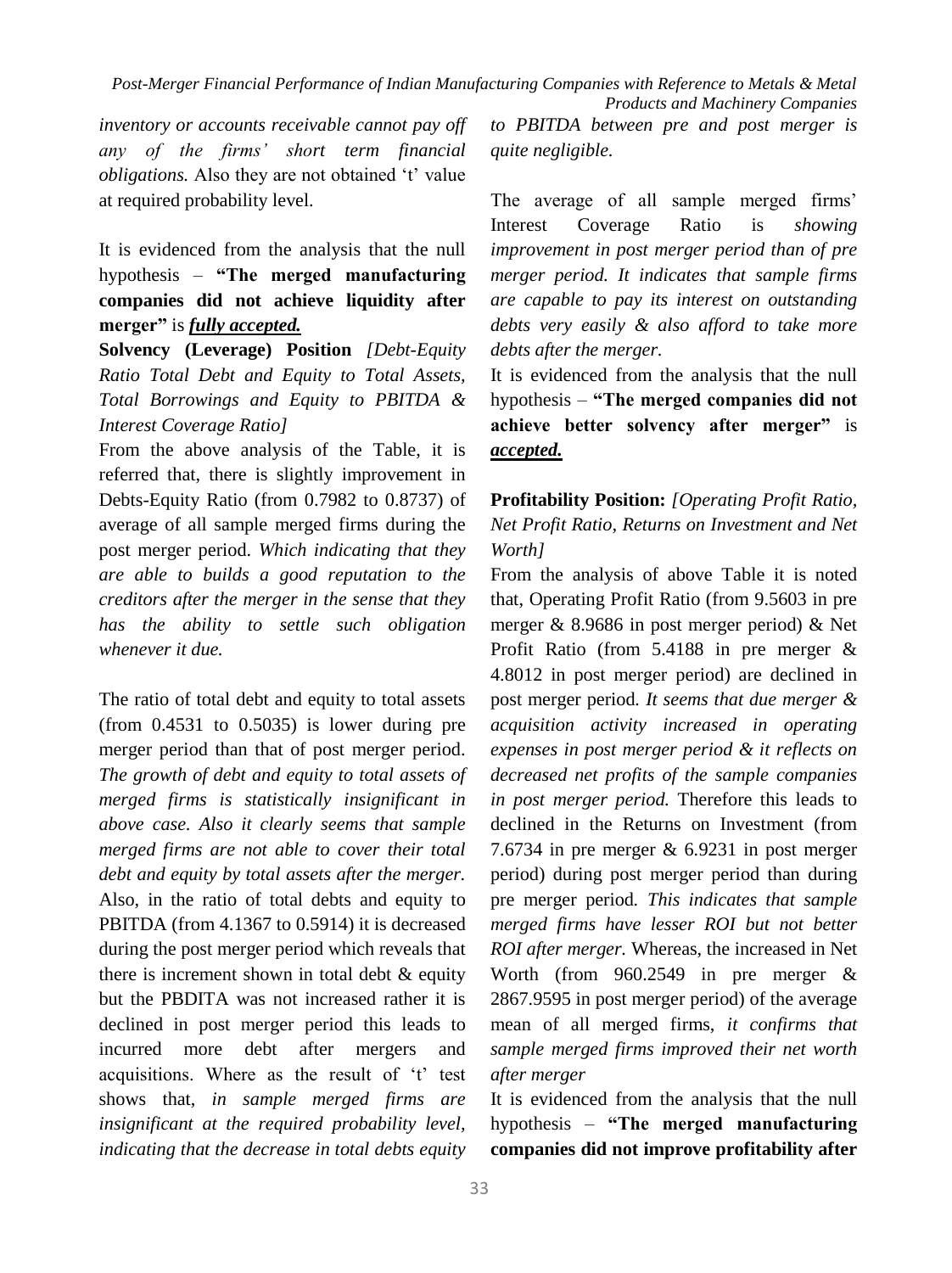*inventory or accounts receivable cannot pay off any of the firms' short term financial obligations.* Also they are not obtained 't' value at required probability level.

It is evidenced from the analysis that the null hypothesis – **"The merged manufacturing companies did not achieve liquidity after merger"** is ***fully accepted.***

**Solvency (Leverage) Position** *[Debt-Equity Ratio Total Debt and Equity to Total Assets, Total Borrowings and Equity to PBITDA & Interest Coverage Ratio]*

From the above analysis of the Table, it is referred that, there is slightly improvement in Debts-Equity Ratio (from 0.7982 to 0.8737) of average of all sample merged firms during the post merger period. *Which indicating that they are able to builds a good reputation to the creditors after the merger in the sense that they has the ability to settle such obligation whenever it due.*

The ratio of total debt and equity to total assets (from 0.4531 to 0.5035) is lower during pre merger period than that of post merger period. *The growth of debt and equity to total assets of merged firms is statistically insignificant in above case. Also it clearly seems that sample merged firms are not able to cover their total debt and equity by total assets after the merger.* Also, in the ratio of total debts and equity to PBITDA (from 4.1367 to 0.5914) it is decreased during the post merger period which reveals that there is increment shown in total debt & equity but the PBDITA was not increased rather it is declined in post merger period this leads to incurred more debt after mergers and acquisitions. Where as the result of 't' test shows that, *in sample merged firms are insignificant at the required probability level, indicating that the decrease in total debts equity to PBITDA between pre and post merger is quite negligible.*

The average of all sample merged firms' Interest Coverage Ratio is *showing improvement in post merger period than of pre merger period. It indicates that sample firms are capable to pay its interest on outstanding debts very easily & also afford to take more debts after the merger.*

It is evidenced from the analysis that the null hypothesis – **"The merged companies did not achieve better solvency after merger"** is ***accepted.***

**Profitability Position:** *[Operating Profit Ratio, Net Profit Ratio, Returns on Investment and Net Worth]*

From the analysis of above Table it is noted that, Operating Profit Ratio (from 9.5603 in pre merger & 8.9686 in post merger period) & Net Profit Ratio (from 5.4188 in pre merger & 4.8012 in post merger period) are declined in post merger period. *It seems that due merger & acquisition activity increased in operating expenses in post merger period & it reflects on decreased net profits of the sample companies in post merger period.* Therefore this leads to declined in the Returns on Investment (from 7.6734 in pre merger & 6.9231 in post merger period) during post merger period than during pre merger period. *This indicates that sample merged firms have lesser ROI but not better ROI after merger.* Whereas, the increased in Net Worth (from 960.2549 in pre merger & 2867.9595 in post merger period) of the average mean of all merged firms, *it confirms that sample merged firms improved their net worth after merger*

It is evidenced from the analysis that the null hypothesis – **"The merged manufacturing companies did not improve profitability after**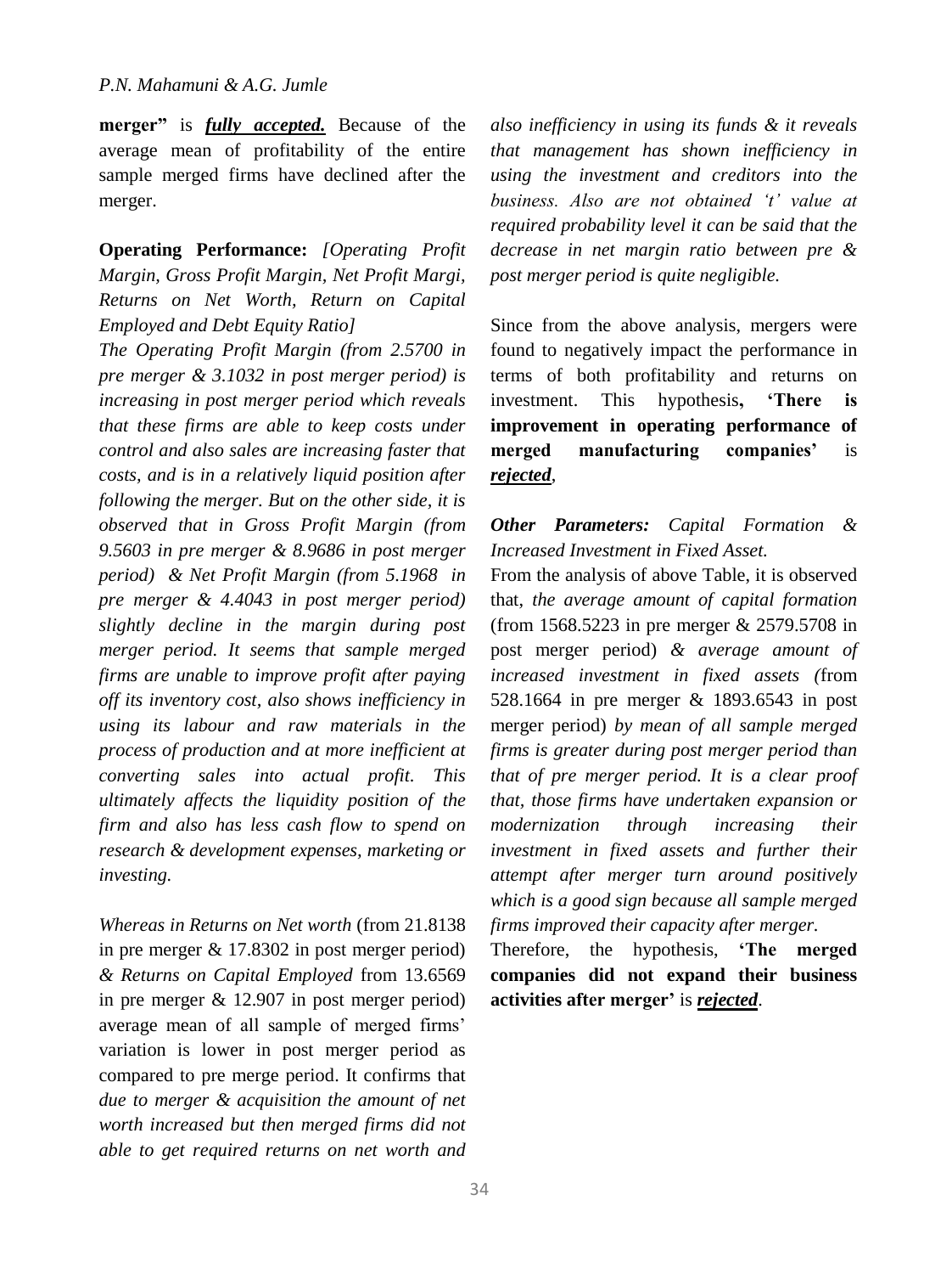**merger"** is ***fully accepted.*** Because of the average mean of profitability of the entire sample merged firms have declined after the merger.

**Operating Performance:** *[Operating Profit Margin, Gross Profit Margin, Net Profit Margi, Returns on Net Worth, Return on Capital Employed and Debt Equity Ratio]*

*The Operating Profit Margin (from 2.5700 in pre merger & 3.1032 in post merger period) is increasing in post merger period which reveals that these firms are able to keep costs under control and also sales are increasing faster that costs, and is in a relatively liquid position after following the merger. But on the other side, it is observed that in Gross Profit Margin (from 9.5603 in pre merger & 8.9686 in post merger period) & Net Profit Margin (from 5.1968 in pre merger & 4.4043 in post merger period) slightly decline in the margin during post merger period. It seems that sample merged firms are unable to improve profit after paying off its inventory cost, also shows inefficiency in using its labour and raw materials in the process of production and at more inefficient at converting sales into actual profit. This ultimately affects the liquidity position of the firm and also has less cash flow to spend on research & development expenses, marketing or investing.*

*Whereas in Returns on Net worth* (from 21.8138 in pre merger & 17.8302 in post merger period) *& Returns on Capital Employed* from 13.6569 in pre merger & 12.907 in post merger period) average mean of all sample of merged firms' variation is lower in post merger period as compared to pre merge period. It confirms that *due to merger & acquisition the amount of net worth increased but then merged firms did not able to get required returns on net worth and also inefficiency in using its funds & it reveals that management has shown inefficiency in using the investment and creditors into the business. Also are not obtained 't' value at required probability level it can be said that the decrease in net margin ratio between pre & post merger period is quite negligible.*

Since from the above analysis, mergers were found to negatively impact the performance in terms of both profitability and returns on investment. This hypothesis**, 'There is improvement in operating performance of merged manufacturing companies'** is ***rejected***,

***Other Parameters:*** *Capital Formation & Increased Investment in Fixed Asset.*

From the analysis of above Table, it is observed that, *the average amount of capital formation* (from 1568.5223 in pre merger & 2579.5708 in post merger period) *& average amount of increased investment in fixed assets (*from 528.1664 in pre merger & 1893.6543 in post merger period) *by mean of all sample merged firms is greater during post merger period than that of pre merger period. It is a clear proof that, those firms have undertaken expansion or modernization through increasing their investment in fixed assets and further their attempt after merger turn around positively which is a good sign because all sample merged firms improved their capacity after merger.*

Therefore, the hypothesis, **'The merged companies did not expand their business activities after merger'** is ***rejected***.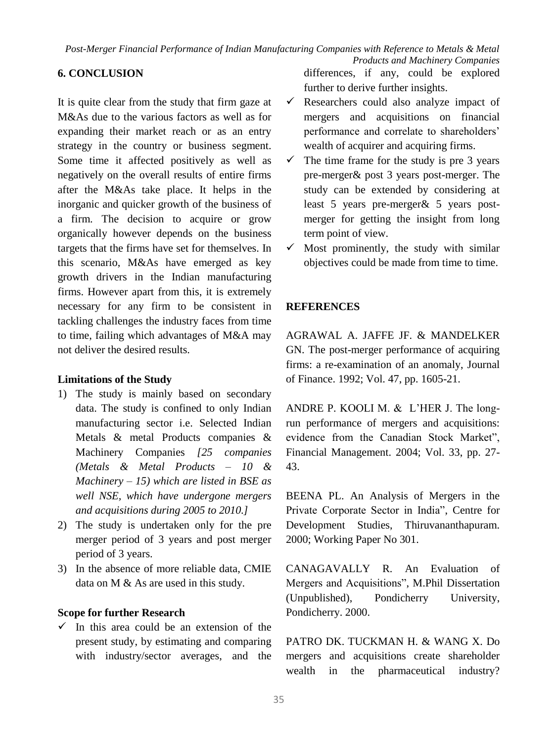## 6. CONCLUSION

It is quite clear from the study that firm gaze at M&As due to the various factors as well as for expanding their market reach or as an entry strategy in the country or business segment. Some time it affected positively as well as negatively on the overall results of entire firms after the M&As take place. It helps in the inorganic and quicker growth of the business of a firm. The decision to acquire or grow organically however depends on the business targets that the firms have set for themselves. In this scenario, M&As have emerged as key growth drivers in the Indian manufacturing firms. However apart from this, it is extremely necessary for any firm to be consistent in tackling challenges the industry faces from time to time, failing which advantages of M&A may not deliver the desired results.

### Limitations of the Study

1) The study is mainly based on secondary data. The study is confined to only Indian manufacturing sector i.e. Selected Indian Metals & metal Products companies & Machinery Companies *[25 companies (Metals & Metal Products – 10 & Machinery – 15) which are listed in BSE as well NSE, which have undergone mergers and acquisitions during 2005 to 2010.]*
2) The study is undertaken only for the pre merger period of 3 years and post merger period of 3 years.
3) In the absence of more reliable data, CMIE data on M & As are used in this study.

### Scope for further Research

- ✓ In this area could be an extension of the present study, by estimating and comparing with industry/sector averages, and the differences, if any, could be explored further to derive further insights.
- ✓ Researchers could also analyze impact of mergers and acquisitions on financial performance and correlate to shareholders' wealth of acquirer and acquiring firms.
- ✓ The time frame for the study is pre 3 years pre-merger& post 3 years post-merger. The study can be extended by considering at least 5 years pre-merger& 5 years post-merger for getting the insight from long term point of view.
- ✓ Most prominently, the study with similar objectives could be made from time to time.

## REFERENCES

AGRAWAL A. JAFFE JF. & MANDELKER GN. The post-merger performance of acquiring firms: a re-examination of an anomaly, Journal of Finance. 1992; Vol. 47, pp. 1605-21.

ANDRE P. KOOLI M. & L'HER J. The long-run performance of mergers and acquisitions: evidence from the Canadian Stock Market", Financial Management. 2004; Vol. 33, pp. 27-43.

BEENA PL. An Analysis of Mergers in the Private Corporate Sector in India", Centre for Development Studies, Thiruvananthapuram. 2000; Working Paper No 301.

CANAGAVALLY R. An Evaluation of Mergers and Acquisitions", M.Phil Dissertation (Unpublished), Pondicherry University, Pondicherry. 2000.

PATRO DK. TUCKMAN H. & WANG X. Do mergers and acquisitions create shareholder wealth in the pharmaceutical industry?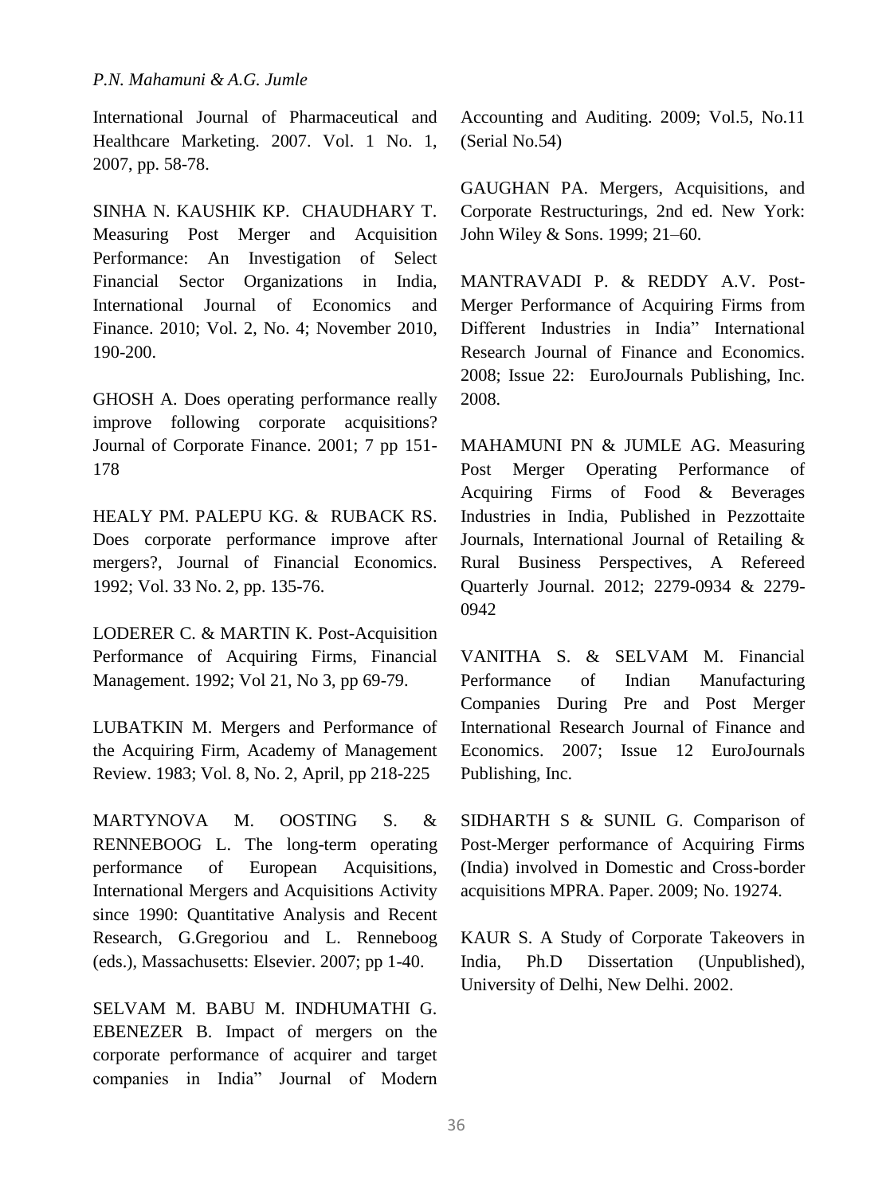International Journal of Pharmaceutical and Healthcare Marketing. 2007. Vol. 1 No. 1, 2007, pp. 58-78.

SINHA N. KAUSHIK KP. CHAUDHARY T. Measuring Post Merger and Acquisition Performance: An Investigation of Select Financial Sector Organizations in India, International Journal of Economics and Finance. 2010; Vol. 2, No. 4; November 2010, 190-200.

GHOSH A. Does operating performance really improve following corporate acquisitions? Journal of Corporate Finance. 2001; 7 pp 151-178

HEALY PM. PALEPU KG. & RUBACK RS. Does corporate performance improve after mergers?, Journal of Financial Economics. 1992; Vol. 33 No. 2, pp. 135-76.

LODERER C. & MARTIN K. Post-Acquisition Performance of Acquiring Firms, Financial Management. 1992; Vol 21, No 3, pp 69-79.

LUBATKIN M. Mergers and Performance of the Acquiring Firm, Academy of Management Review. 1983; Vol. 8, No. 2, April, pp 218-225

MARTYNOVA M. OOSTING S. & RENNEBOOG L. The long-term operating performance of European Acquisitions, International Mergers and Acquisitions Activity since 1990: Quantitative Analysis and Recent Research, G.Gregoriou and L. Renneboog (eds.), Massachusetts: Elsevier. 2007; pp 1-40.

SELVAM M. BABU M. INDHUMATHI G. EBENEZER B. Impact of mergers on the corporate performance of acquirer and target companies in India" Journal of Modern Accounting and Auditing. 2009; Vol.5, No.11 (Serial No.54)

GAUGHAN PA. Mergers, Acquisitions, and Corporate Restructurings, 2nd ed. New York: John Wiley & Sons. 1999; 21–60.

MANTRAVADI P. & REDDY A.V. Post-Merger Performance of Acquiring Firms from Different Industries in India" International Research Journal of Finance and Economics. 2008; Issue 22: EuroJournals Publishing, Inc. 2008.

MAHAMUNI PN & JUMLE AG. Measuring Post Merger Operating Performance of Acquiring Firms of Food & Beverages Industries in India, Published in Pezzottaite Journals, International Journal of Retailing & Rural Business Perspectives, A Refereed Quarterly Journal. 2012; 2279-0934 & 2279-0942

VANITHA S. & SELVAM M. Financial Performance of Indian Manufacturing Companies During Pre and Post Merger International Research Journal of Finance and Economics. 2007; Issue 12 EuroJournals Publishing, Inc.

SIDHARTH S & SUNIL G. Comparison of Post-Merger performance of Acquiring Firms (India) involved in Domestic and Cross-border acquisitions MPRA. Paper. 2009; No. 19274.

KAUR S. A Study of Corporate Takeovers in India, Ph.D Dissertation (Unpublished), University of Delhi, New Delhi. 2002.